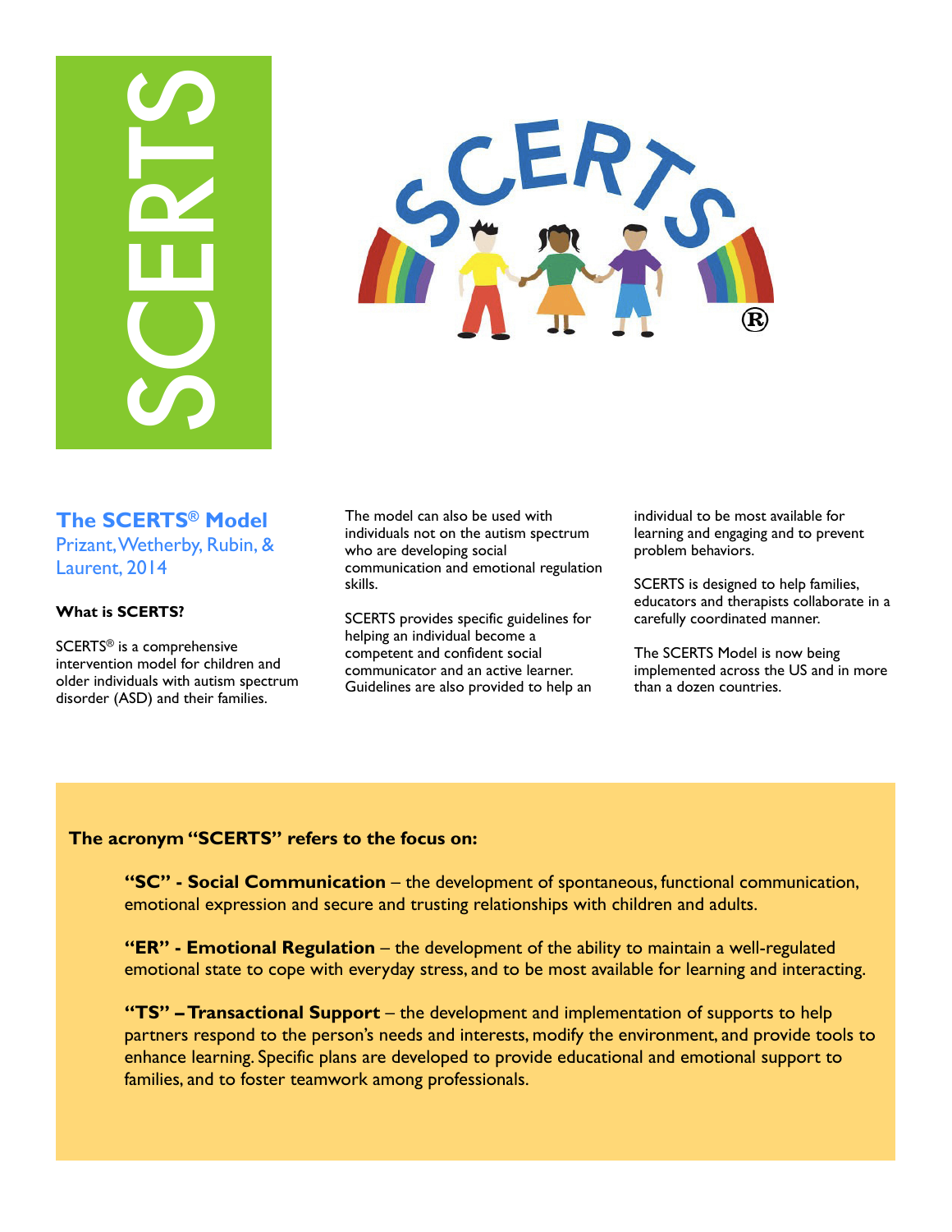# SCERTS

## The SCERTS® Model

Prizant, Wetherby, Rubin, & Laurent, 2014

### What is SCERTS?

SCERTS® is a comprehensive intervention model for children and older individuals with autism spectrum disorder (ASD) and their families.

The model can also be used with individuals not on the autism spectrum who are developing social communication and emotional regulation skills.

SCERTS provides specific guidelines for helping an individual become a competent and confident social communicator and an active learner. Guidelines are also provided to help an individual to be most available for learning and engaging and to prevent problem behaviors.

SCERTS is designed to help families, educators and therapists collaborate in a carefully coordinated manner.

The SCERTS Model is now being implemented across the US and in more than a dozen countries.

**The acronym "SCERTS" refers to the focus on:**

**"SC" - Social Communication** – the development of spontaneous, functional communication, emotional expression and secure and trusting relationships with children and adults.

**"ER" - Emotional Regulation** – the development of the ability to maintain a well-regulated emotional state to cope with everyday stress, and to be most available for learning and interacting.

**"TS" – Transactional Support** – the development and implementation of supports to help partners respond to the person's needs and interests, modify the environment, and provide tools to enhance learning. Specific plans are developed to provide educational and emotional support to families, and to foster teamwork among professionals.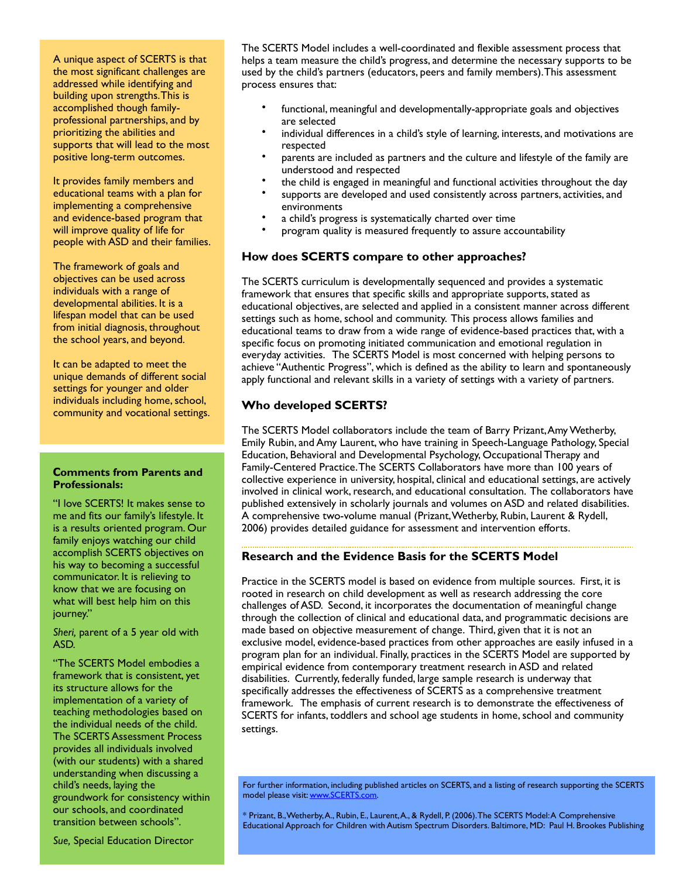A unique aspect of SCERTS is that the most significant challenges are addressed while identifying and building upon strengths. This is accomplished though family-professional partnerships, and by prioritizing the abilities and supports that will lead to the most positive long-term outcomes.

It provides family members and educational teams with a plan for implementing a comprehensive and evidence-based program that will improve quality of life for people with ASD and their families.

The framework of goals and objectives can be used across individuals with a range of developmental abilities. It is a lifespan model that can be used from initial diagnosis, throughout the school years, and beyond.

It can be adapted to meet the unique demands of different social settings for younger and older individuals including home, school, community and vocational settings.

**Comments from Parents and Professionals:**

"I love SCERTS! It makes sense to me and fits our family's lifestyle. It is a results oriented program. Our family enjoys watching our child accomplish SCERTS objectives on his way to becoming a successful communicator. It is relieving to know that we are focusing on what will best help him on this journey."

*Sheri,* parent of a 5 year old with ASD.

"The SCERTS Model embodies a framework that is consistent, yet its structure allows for the implementation of a variety of teaching methodologies based on the individual needs of the child. The SCERTS Assessment Process provides all individuals involved (with our students) with a shared understanding when discussing a child's needs, laying the groundwork for consistency within our schools, and coordinated transition between schools".

*Sue,* Special Education Director

The SCERTS Model includes a well-coordinated and flexible assessment process that helps a team measure the child's progress, and determine the necessary supports to be used by the child's partners (educators, peers and family members). This assessment process ensures that:

- functional, meaningful and developmentally-appropriate goals and objectives are selected
- individual differences in a child's style of learning, interests, and motivations are respected
- parents are included as partners and the culture and lifestyle of the family are understood and respected
- the child is engaged in meaningful and functional activities throughout the day
- supports are developed and used consistently across partners, activities, and environments
- a child's progress is systematically charted over time
- program quality is measured frequently to assure accountability

## How does SCERTS compare to other approaches?

The SCERTS curriculum is developmentally sequenced and provides a systematic framework that ensures that specific skills and appropriate supports, stated as educational objectives, are selected and applied in a consistent manner across different settings such as home, school and community. This process allows families and educational teams to draw from a wide range of evidence-based practices that, with a specific focus on promoting initiated communication and emotional regulation in everyday activities. The SCERTS Model is most concerned with helping persons to achieve "Authentic Progress", which is defined as the ability to learn and spontaneously apply functional and relevant skills in a variety of settings with a variety of partners.

## Who developed SCERTS?

The SCERTS Model collaborators include the team of Barry Prizant, Amy Wetherby, Emily Rubin, and Amy Laurent, who have training in Speech-Language Pathology, Special Education, Behavioral and Developmental Psychology, Occupational Therapy and Family-Centered Practice. The SCERTS Collaborators have more than 100 years of collective experience in university, hospital, clinical and educational settings, are actively involved in clinical work, research, and educational consultation. The collaborators have published extensively in scholarly journals and volumes on ASD and related disabilities. A comprehensive two-volume manual (Prizant, Wetherby, Rubin, Laurent & Rydell, 2006) provides detailed guidance for assessment and intervention efforts.

## Research and the Evidence Basis for the SCERTS Model

Practice in the SCERTS model is based on evidence from multiple sources. First, it is rooted in research on child development as well as research addressing the core challenges of ASD. Second, it incorporates the documentation of meaningful change through the collection of clinical and educational data, and programmatic decisions are made based on objective measurement of change. Third, given that it is not an exclusive model, evidence-based practices from other approaches are easily infused in a program plan for an individual. Finally, practices in the SCERTS Model are supported by empirical evidence from contemporary treatment research in ASD and related disabilities. Currently, federally funded, large sample research is underway that specifically addresses the effectiveness of SCERTS as a comprehensive treatment framework. The emphasis of current research is to demonstrate the effectiveness of SCERTS for infants, toddlers and school age students in home, school and community settings.

For further information, including published articles on SCERTS, and a listing of research supporting the SCERTS model please visit: www.SCERTS.com.

* Prizant, B., Wetherby, A., Rubin, E., Laurent, A., & Rydell, P. (2006). The SCERTS Model: A Comprehensive Educational Approach for Children with Autism Spectrum Disorders. Baltimore, MD: Paul H. Brookes Publishing